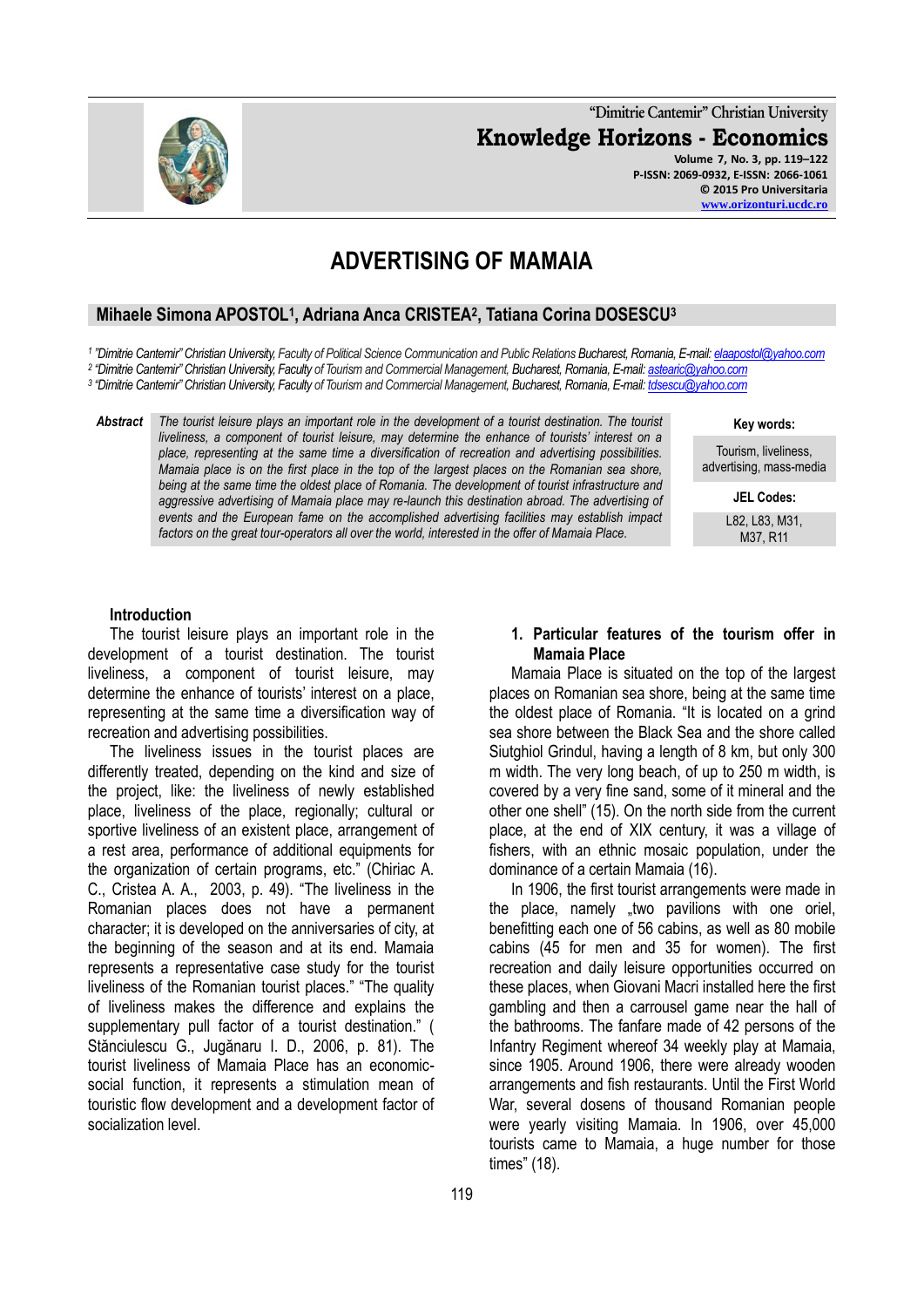"Dimitrie Cantemir" Christian University

**Knowledge Horizons - Economics**

Volume 7, No. 3, pp. 119–122
P-ISSN: 2069-0932, E-ISSN: 2066-1061
© 2015 Pro Universitaria
www.orizonturi.ucdc.ro

# ADVERTISING OF MAMAIA

**Mihaele Simona APOSTOL[1], Adriana Anca CRISTEA[2], Tatiana Corina DOSESCU[3]**

[1] "Dimitrie Cantemir" Christian University, Faculty of Political Science Communication and Public Relations Bucharest, Romania, E-mail: elaapostol@yahoo.com
[2] "Dimitrie Cantemir" Christian University, Faculty of Tourism and Commercial Management, Bucharest, Romania, E-mail: asteaic@yahoo.com
[3] "Dimitrie Cantemir" Christian University, Faculty of Tourism and Commercial Management, Bucharest, Romania, E-mail: tdsescu@yahoo.com

**Abstract** *The tourist leisure plays an important role in the development of a tourist destination. The tourist liveliness, a component of tourist leisure, may determine the enhance of tourists' interest on a place, representing at the same time a diversification of recreation and advertising possibilities. Mamaia place is on the first place in the top of the largest places on the Romanian sea shore, being at the same time the oldest place of Romania. The development of tourist infrastructure and aggressive advertising of Mamaia place may re-launch this destination abroad. The advertising of events and the European fame on the accomplished advertising facilities may establish impact factors on the great tour-operators all over the world, interested in the offer of Mamaia Place.*

**Key words:**
Tourism, liveliness, advertising, mass-media

**JEL Codes:**
L82, L83, M31, M37, R11

## Introduction

The tourist leisure plays an important role in the development of a tourist destination. The tourist liveliness, a component of tourist leisure, may determine the enhance of tourists' interest on a place, representing at the same time a diversification way of recreation and advertising possibilities.

The liveliness issues in the tourist places are differently treated, depending on the kind and size of the project, like: the liveliness of newly established place, liveliness of the place, regionally; cultural or sportive liveliness of an existent place, arrangement of a rest area, performance of additional equipments for the organization of certain programs, etc." (Chiriac A. C., Cristea A. A., 2003, p. 49). "The liveliness in the Romanian places does not have a permanent character; it is developed on the anniversaries of city, at the beginning of the season and at its end. Mamaia represents a representative case study for the tourist liveliness of the Romanian tourist places." "The quality of liveliness makes the difference and explains the supplementary pull factor of a tourist destination." ( Stănciulescu G., Jugănaru I. D., 2006, p. 81). The tourist liveliness of Mamaia Place has an economic-social function, it represents a stimulation mean of touristic flow development and a development factor of socialization level.

## 1. Particular features of the tourism offer in Mamaia Place

Mamaia Place is situated on the top of the largest places on Romanian sea shore, being at the same time the oldest place of Romania. "It is located on a grind sea shore between the Black Sea and the shore called Siutghiol Grindul, having a length of 8 km, but only 300 m width. The very long beach, of up to 250 m width, is covered by a very fine sand, some of it mineral and the other one shell" (15). On the north side from the current place, at the end of XIX century, it was a village of fishers, with an ethnic mosaic population, under the dominance of a certain Mamaia (16).

In 1906, the first tourist arrangements were made in the place, namely „two pavilions with one oriel, benefitting each one of 56 cabins, as well as 80 mobile cabins (45 for men and 35 for women). The first recreation and daily leisure opportunities occurred on these places, when Giovani Macri installed here the first gambling and then a carrousel game near the hall of the bathrooms. The fanfare made of 42 persons of the Infantry Regiment whereof 34 weekly play at Mamaia, since 1905. Around 1906, there were already wooden arrangements and fish restaurants. Until the First World War, several dozens of thousand Romanian people were yearly visiting Mamaia. In 1906, over 45,000 tourists came to Mamaia, a huge number for those times" (18).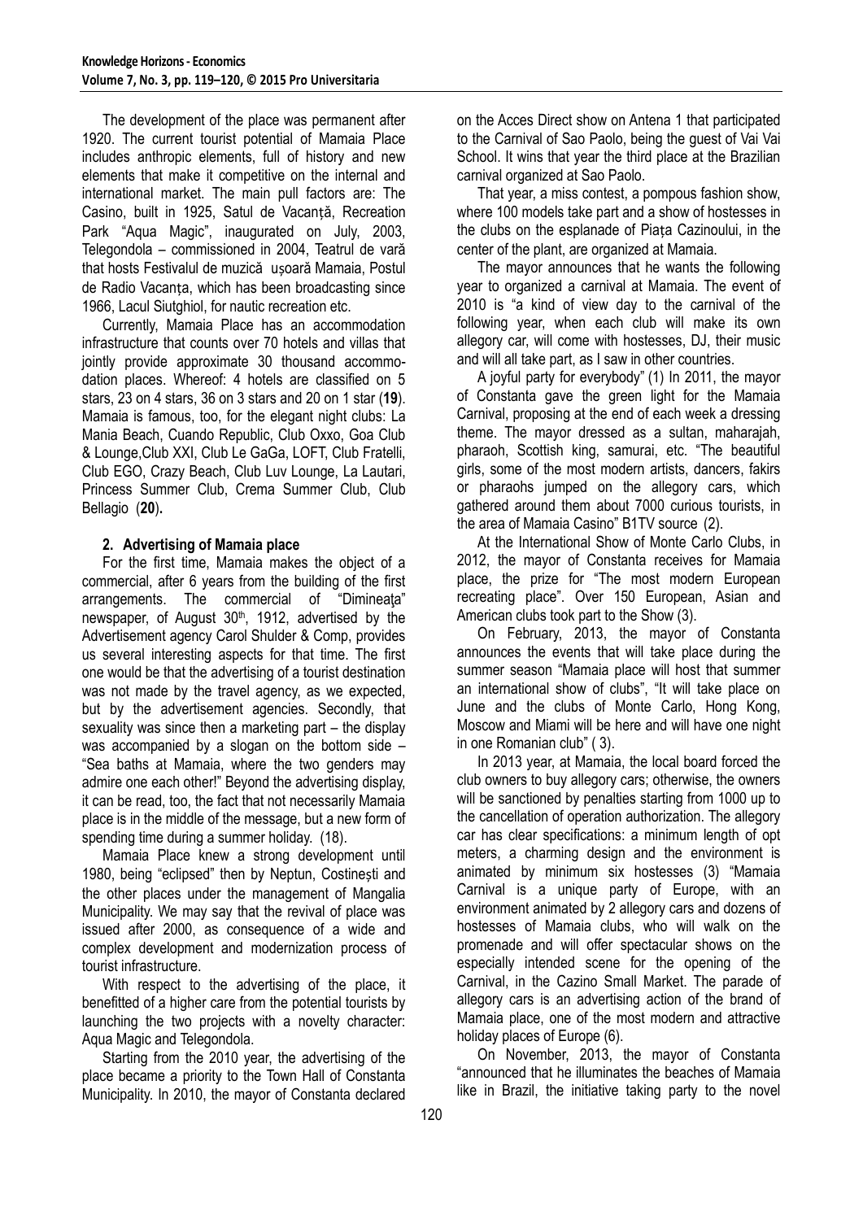The development of the place was permanent after 1920. The current tourist potential of Mamaia Place includes anthropic elements, full of history and new elements that make it competitive on the internal and international market. The main pull factors are: The Casino, built in 1925, Satul de Vacanță, Recreation Park "Aqua Magic", inaugurated on July, 2003, Telegondola – commissioned in 2004, Teatrul de vară that hosts Festivalul de muzică ușoară Mamaia, Postul de Radio Vacanța, which has been broadcasting since 1966, Lacul Siutghiol, for nautic recreation etc.

Currently, Mamaia Place has an accommodation infrastructure that counts over 70 hotels and villas that jointly provide approximate 30 thousand accommodation places. Whereof: 4 hotels are classified on 5 stars, 23 on 4 stars, 36 on 3 stars and 20 on 1 star (**19**). Mamaia is famous, too, for the elegant night clubs: La Mania Beach, Cuando Republic, Club Oxxo, Goa Club & Lounge,Club XXI, Club Le GaGa, LOFT, Club Fratelli, Club EGO, Crazy Beach, Club Luv Lounge, La Lautari, Princess Summer Club, Crema Summer Club, Club Bellagio (**20**).

## 2. Advertising of Mamaia place

For the first time, Mamaia makes the object of a commercial, after 6 years from the building of the first arrangements. The commercial of "Dimineaţa" newspaper, of August 30th, 1912, advertised by the Advertisement agency Carol Shulder & Comp, provides us several interesting aspects for that time. The first one would be that the advertising of a tourist destination was not made by the travel agency, as we expected, but by the advertisement agencies. Secondly, that sexuality was since then a marketing part – the display was accompanied by a slogan on the bottom side – "Sea baths at Mamaia, where the two genders may admire one each other!" Beyond the advertising display, it can be read, too, the fact that not necessarily Mamaia place is in the middle of the message, but a new form of spending time during a summer holiday. (18).

Mamaia Place knew a strong development until 1980, being "eclipsed" then by Neptun, Costinești and the other places under the management of Mangalia Municipality. We may say that the revival of place was issued after 2000, as consequence of a wide and complex development and modernization process of tourist infrastructure.

With respect to the advertising of the place, it benefitted of a higher care from the potential tourists by launching the two projects with a novelty character: Aqua Magic and Telegondola.

Starting from the 2010 year, the advertising of the place became a priority to the Town Hall of Constanta Municipality. In 2010, the mayor of Constanta declared on the Acces Direct show on Antena 1 that participated to the Carnival of Sao Paolo, being the guest of Vai Vai School. It wins that year the third place at the Brazilian carnival organized at Sao Paolo.

That year, a miss contest, a pompous fashion show, where 100 models take part and a show of hostesses in the clubs on the esplanade of Piața Cazinoului, in the center of the plant, are organized at Mamaia.

The mayor announces that he wants the following year to organized a carnival at Mamaia. The event of 2010 is "a kind of view day to the carnival of the following year, when each club will make its own allegory car, will come with hostesses, DJ, their music and will all take part, as I saw in other countries.

A joyful party for everybody" (1) In 2011, the mayor of Constanta gave the green light for the Mamaia Carnival, proposing at the end of each week a dressing theme. The mayor dressed as a sultan, maharajah, pharaoh, Scottish king, samurai, etc. "The beautiful girls, some of the most modern artists, dancers, fakirs or pharaohs jumped on the allegory cars, which gathered around them about 7000 curious tourists, in the area of Mamaia Casino" B1TV source (2).

At the International Show of Monte Carlo Clubs, in 2012, the mayor of Constanta receives for Mamaia place, the prize for "The most modern European recreating place". Over 150 European, Asian and American clubs took part to the Show (3).

On February, 2013, the mayor of Constanta announces the events that will take place during the summer season "Mamaia place will host that summer an international show of clubs", "It will take place on June and the clubs of Monte Carlo, Hong Kong, Moscow and Miami will be here and will have one night in one Romanian club" ( 3).

In 2013 year, at Mamaia, the local board forced the club owners to buy allegory cars; otherwise, the owners will be sanctioned by penalties starting from 1000 up to the cancellation of operation authorization. The allegory car has clear specifications: a minimum length of opt meters, a charming design and the environment is animated by minimum six hostesses (3) "Mamaia Carnival is a unique party of Europe, with an environment animated by 2 allegory cars and dozens of hostesses of Mamaia clubs, who will walk on the promenade and will offer spectacular shows on the especially intended scene for the opening of the Carnival, in the Cazino Small Market. The parade of allegory cars is an advertising action of the brand of Mamaia place, one of the most modern and attractive holiday places of Europe (6).

On November, 2013, the mayor of Constanta "announced that he illuminates the beaches of Mamaia like in Brazil, the initiative taking party to the novel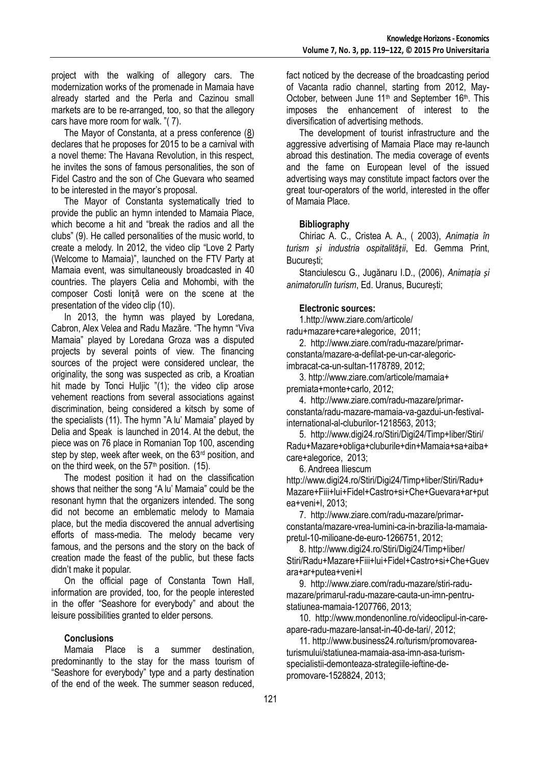project with the walking of allegory cars. The modernization works of the promenade in Mamaia have already started and the Perla and Cazinou small markets are to be re-arranged, too, so that the allegory cars have more room for walk. "( 7).

The Mayor of Constanta, at a press conference (8) declares that he proposes for 2015 to be a carnival with a novel theme: The Havana Revolution, in this respect, he invites the sons of famous personalities, the son of Fidel Castro and the son of Che Guevara who seamed to be interested in the mayor's proposal.

The Mayor of Constanta systematically tried to provide the public an hymn intended to Mamaia Place, which become a hit and "break the radios and all the clubs" (9). He called personalities of the music world, to create a melody. In 2012, the video clip "Love 2 Party (Welcome to Mamaia)", launched on the FTV Party at Mamaia event, was simultaneously broadcasted in 40 countries. The players Celia and Mohombi, with the composer Costi Ioniță were on the scene at the presentation of the video clip (10).

In 2013, the hymn was played by Loredana, Cabron, Alex Velea and Radu Mazăre. "The hymn "Viva Mamaia" played by Loredana Groza was a disputed projects by several points of view. The financing sources of the project were considered unclear, the originality, the song was suspected as crib, a Kroatian hit made by Tonci Huljic "(1); the video clip arose vehement reactions from several associations against discrimination, being considered a kitsch by some of the specialists (11). The hymn "A lu' Mamaia" played by Delia and Speak is launched in 2014. At the debut, the piece was on 76 place in Romanian Top 100, ascending step by step, week after week, on the 63rd position, and on the third week, on the 57th position. (15).

The modest position it had on the classification shows that neither the song "A lu' Mamaia" could be the resonant hymn that the organizers intended. The song did not become an emblematic melody to Mamaia place, but the media discovered the annual advertising efforts of mass-media. The melody became very famous, and the persons and the story on the back of creation made the feast of the public, but these facts didn't make it popular.

On the official page of Constanta Town Hall, information are provided, too, for the people interested in the offer "Seashore for everybody" and about the leisure possibilities granted to elder persons.

## Conclusions

Mamaia Place is a summer destination, predominantly to the stay for the mass tourism of "Seashore for everybody" type and a party destination of the end of the week. The summer season reduced, fact noticed by the decrease of the broadcasting period of Vacanta radio channel, starting from 2012, May-October, between June 11th and September 16th. This imposes the enhancement of interest to the diversification of advertising methods.

The development of tourist infrastructure and the aggressive advertising of Mamaia Place may re-launch abroad this destination. The media coverage of events and the fame on European level of the issued advertising ways may constitute impact factors over the great tour-operators of the world, interested in the offer of Mamaia Place.

## Bibliography

Chiriac A. C., Cristea A. A., ( 2003), *Animația în turism și industria ospitalității*, Ed. Gemma Print, București;

Stanciulescu G., Jugănaru I.D., (2006), *Animația și animatorulîn turism*, Ed. Uranus, București;

## Electronic sources:

1. http://www.ziare.com/articole/radu+mazare+care+alegorice, 2011;
2. http://www.ziare.com/radu-mazare/primar-constanta/mazare-a-defilat-pe-un-car-alegoric-imbracat-ca-un-sultan-1178789, 2012;
3. http://www.ziare.com/articole/mamaia+premiata+monte+carlo, 2012;
4. http://www.ziare.com/radu-mazare/primar-constanta/radu-mazare-mamaia-va-gazdui-un-festival-international-al-cluburilor-1218563, 2013;
5. http://www.digi24.ro/Stiri/Digi24/Timp+liber/Stiri/Radu+Mazare+obliga+cluburile+din+Mamaia+sa+aiba+care+alegorice, 2013;
6. Andreea Iliescum http://www.digi24.ro/Stiri/Digi24/Timp+liber/Stiri/Radu+Mazare+Fiii+lui+Fidel+Castro+si+Che+Guevara+ar+putea+veni+l, 2013;
7. http://www.ziare.com/radu-mazare/primar-constanta/mazare-vrea-lumini-ca-in-brazilia-la-mamaia-pretul-10-milioane-de-euro-1266751, 2012;
8. http://www.digi24.ro/Stiri/Digi24/Timp+liber/Stiri/Radu+Mazare+Fiii+lui+Fidel+Castro+si+Che+Guevara+ar+putea+veni+l
9. http://www.ziare.com/radu-mazare/stiri-radu-mazare/primarul-radu-mazare-cauta-un-imn-pentru-statiunea-mamaia-1207766, 2013;
10. http://www.mondenonline.ro/videoclipul-in-care-apare-radu-mazare-lansat-in-40-de-tari/, 2012;
11. http://www.business24.ro/turism/promovarea-turismului/statiunea-mamaia-asa-imn-asa-turism-specialistii-demonteaza-strategiile-ieftine-de-promovare-1528824, 2013;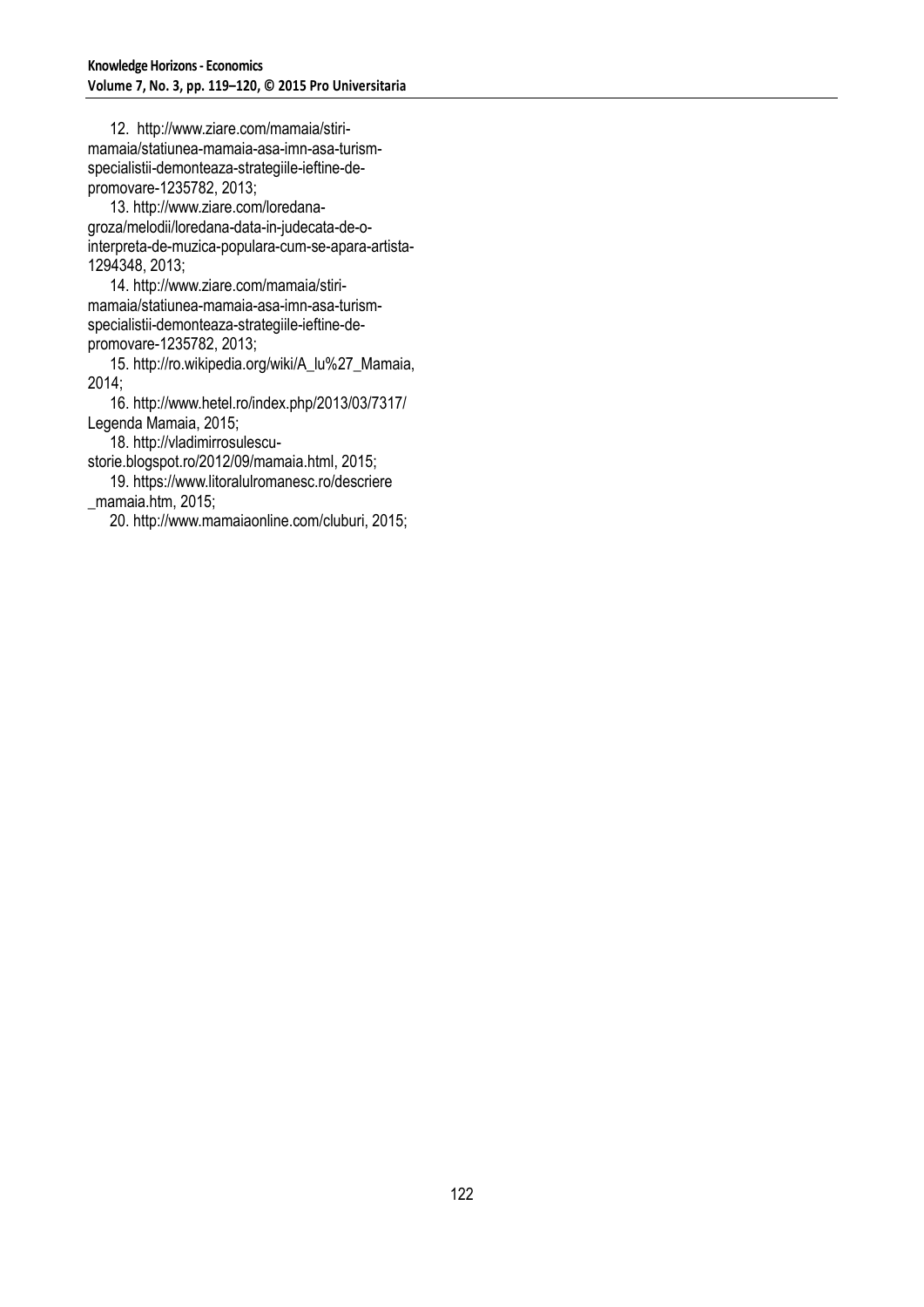12. http://www.ziare.com/mamaia/stiri-mamaia/statiunea-mamaia-asa-imn-asa-turism-specialistii-demonteaza-strategiile-ieftine-de-promovare-1235782, 2013;

13. http://www.ziare.com/loredana-groza/melodii/loredana-data-in-judecata-de-o-interpreta-de-muzica-populara-cum-se-apara-artista-1294348, 2013;

14. http://www.ziare.com/mamaia/stiri-mamaia/statiunea-mamaia-asa-imn-asa-turism-specialistii-demonteaza-strategiile-ieftine-de-promovare-1235782, 2013;

15. http://ro.wikipedia.org/wiki/A_lu%27_Mamaia, 2014;

16. http://www.hetel.ro/index.php/2013/03/7317/ Legenda Mamaia, 2015;

18. http://vladimirrosulescu-storie.blogspot.ro/2012/09/mamaia.html, 2015;

19. https://www.litoralulromanesc.ro/descriere_mamaia.htm, 2015;

20. http://www.mamaiaonline.com/cluburi, 2015;